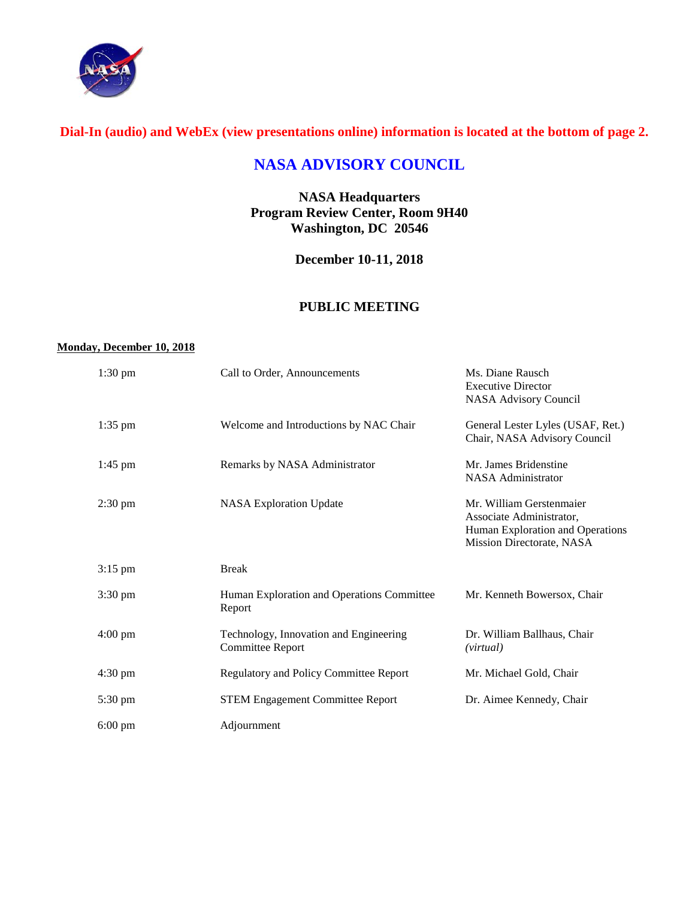**Dial-In (audio) and WebEx (view presentations online) information is located at the bottom of page 2.**

# NASA ADVISORY COUNCIL

**NASA Headquarters**
**Program Review Center, Room 9H40**
**Washington, DC 20546**

**December 10-11, 2018**

## PUBLIC MEETING

**Monday, December 10, 2018**

| | | |
|---|---|---|
| 1:30 pm | Call to Order, Announcements | Ms. Diane Rausch<br>Executive Director<br>NASA Advisory Council |
| 1:35 pm | Welcome and Introductions by NAC Chair | General Lester Lyles (USAF, Ret.)<br>Chair, NASA Advisory Council |
| 1:45 pm | Remarks by NASA Administrator | Mr. James Bridenstine<br>NASA Administrator |
| 2:30 pm | NASA Exploration Update | Mr. William Gerstenmaier<br>Associate Administrator,<br>Human Exploration and Operations<br>Mission Directorate, NASA |
| 3:15 pm | Break | |
| 3:30 pm | Human Exploration and Operations Committee Report | Mr. Kenneth Bowersox, Chair |
| 4:00 pm | Technology, Innovation and Engineering Committee Report | Dr. William Ballhaus, Chair<br>*(virtual)* |
| 4:30 pm | Regulatory and Policy Committee Report | Mr. Michael Gold, Chair |
| 5:30 pm | STEM Engagement Committee Report | Dr. Aimee Kennedy, Chair |
| 6:00 pm | Adjournment | |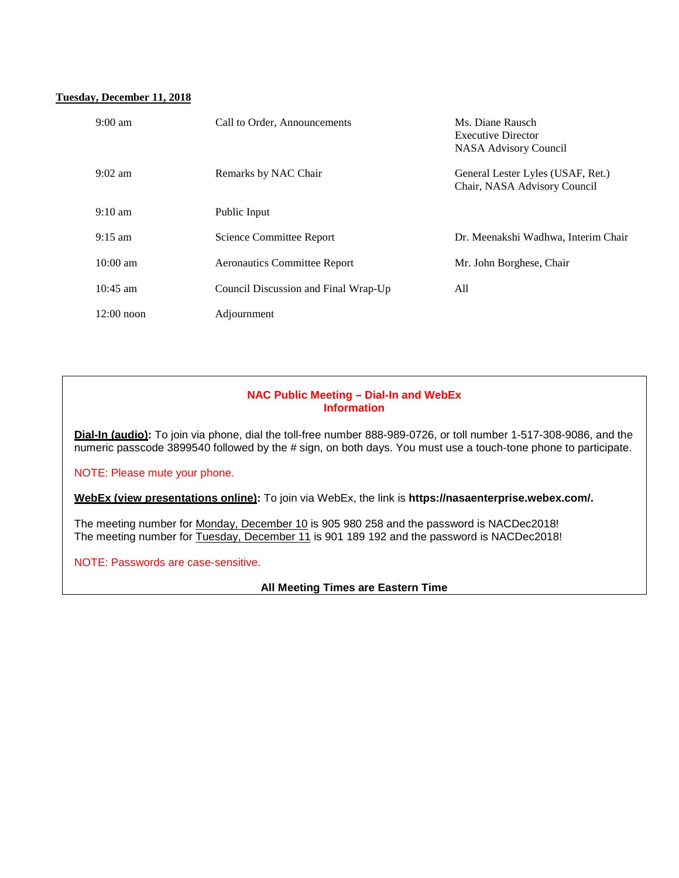**Tuesday, December 11, 2018**

| | | |
|---|---|---|
| 9:00 am | Call to Order, Announcements | Ms. Diane Rausch<br>Executive Director<br>NASA Advisory Council |
| 9:02 am | Remarks by NAC Chair | General Lester Lyles (USAF, Ret.)<br>Chair, NASA Advisory Council |
| 9:10 am | Public Input | |
| 9:15 am | Science Committee Report | Dr. Meenakshi Wadhwa, Interim Chair |
| 10:00 am | Aeronautics Committee Report | Mr. John Borghese, Chair |
| 10:45 am | Council Discussion and Final Wrap-Up | All |
| 12:00 noon | Adjournment | |

**NAC Public Meeting – Dial-In and WebEx Information**

**Dial-In (audio):** To join via phone, dial the toll-free number 888-989-0726, or toll number 1-517-308-9086, and the numeric passcode 3899540 followed by the # sign, on both days. You must use a touch-tone phone to participate.

NOTE: Please mute your phone.

**WebEx (view presentations online):** To join via WebEx, the link is **https://nasaenterprise.webex.com/.**

The meeting number for Monday, December 10 is 905 980 258 and the password is NACDec2018!
The meeting number for Tuesday, December 11 is 901 189 192 and the password is NACDec2018!

NOTE: Passwords are case-sensitive.

**All Meeting Times are Eastern Time**